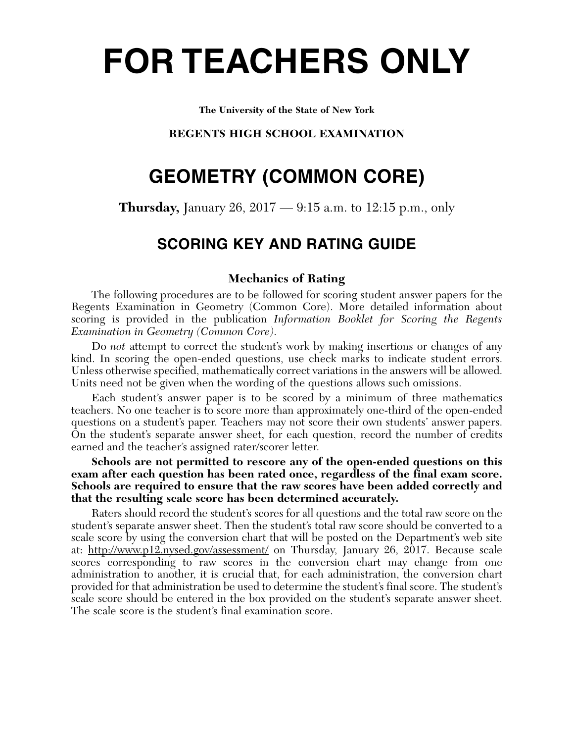# FOR TEACHERS ONLY

**The University of the State of New York**

**REGENTS HIGH SCHOOL EXAMINATION**

## GEOMETRY (COMMON CORE)

**Thursday,** January 26, 2017 — 9:15 a.m. to 12:15 p.m., only

### SCORING KEY AND RATING GUIDE

#### Mechanics of Rating

The following procedures are to be followed for scoring student answer papers for the Regents Examination in Geometry (Common Core). More detailed information about scoring is provided in the publication *Information Booklet for Scoring the Regents Examination in Geometry (Common Core)*.

Do *not* attempt to correct the student's work by making insertions or changes of any kind. In scoring the open-ended questions, use check marks to indicate student errors. Unless otherwise specified, mathematically correct variations in the answers will be allowed. Units need not be given when the wording of the questions allows such omissions.

Each student's answer paper is to be scored by a minimum of three mathematics teachers. No one teacher is to score more than approximately one-third of the open-ended questions on a student's paper. Teachers may not score their own students' answer papers. On the student's separate answer sheet, for each question, record the number of credits earned and the teacher's assigned rater/scorer letter.

**Schools are not permitted to rescore any of the open-ended questions on this exam after each question has been rated once, regardless of the final exam score. Schools are required to ensure that the raw scores have been added correctly and that the resulting scale score has been determined accurately.**

Raters should record the student's scores for all questions and the total raw score on the student's separate answer sheet. Then the student's total raw score should be converted to a scale score by using the conversion chart that will be posted on the Department's web site at: http://www.p12.nysed.gov/assessment/ on Thursday, January 26, 2017. Because scale scores corresponding to raw scores in the conversion chart may change from one administration to another, it is crucial that, for each administration, the conversion chart provided for that administration be used to determine the student's final score. The student's scale score should be entered in the box provided on the student's separate answer sheet. The scale score is the student's final examination score.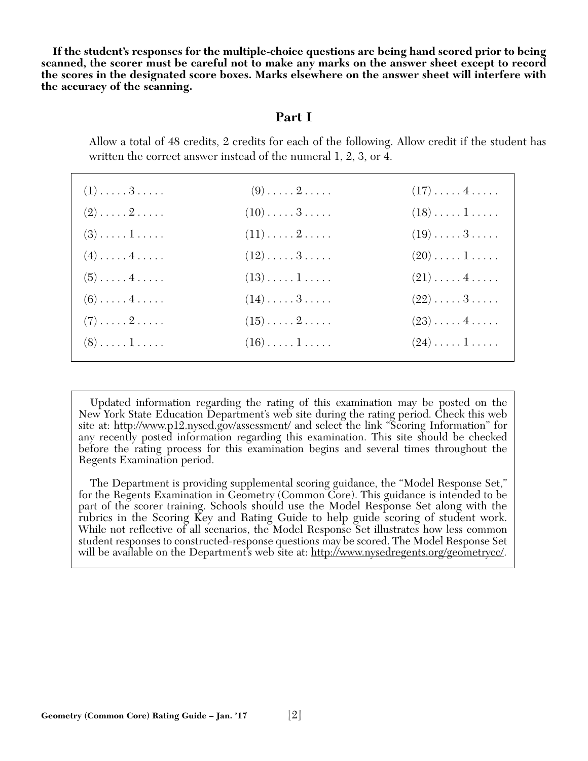**If the student's responses for the multiple-choice questions are being hand scored prior to being scanned, the scorer must be careful not to make any marks on the answer sheet except to record the scores in the designated score boxes. Marks elsewhere on the answer sheet will interfere with the accuracy of the scanning.**

## Part I

Allow a total of 48 credits, 2 credits for each of the following. Allow credit if the student has written the correct answer instead of the numeral 1, 2, 3, or 4.

| | | |
|---|---|---|
| (1) . . . . . 3 . . . . . | (9) . . . . . 2 . . . . . | (17) . . . . . 4 . . . . . |
| (2) . . . . . 2 . . . . . | (10) . . . . . 3 . . . . . | (18) . . . . . 1 . . . . . |
| (3) . . . . . 1 . . . . . | (11) . . . . . 2 . . . . . | (19) . . . . . 3 . . . . . |
| (4) . . . . . 4 . . . . . | (12) . . . . . 3 . . . . . | (20) . . . . . 1 . . . . . |
| (5) . . . . . 4 . . . . . | (13) . . . . . 1 . . . . . | (21) . . . . . 4 . . . . . |
| (6) . . . . . 4 . . . . . | (14) . . . . . 3 . . . . . | (22) . . . . . 3 . . . . . |
| (7) . . . . . 2 . . . . . | (15) . . . . . 2 . . . . . | (23) . . . . . 4 . . . . . |
| (8) . . . . . 1 . . . . . | (16) . . . . . 1 . . . . . | (24) . . . . . 1 . . . . . |

Updated information regarding the rating of this examination may be posted on the New York State Education Department's web site during the rating period. Check this web site at: http://www.p12.nysed.gov/assessment/ and select the link "Scoring Information" for any recently posted information regarding this examination. This site should be checked before the rating process for this examination begins and several times throughout the Regents Examination period.

The Department is providing supplemental scoring guidance, the "Model Response Set," for the Regents Examination in Geometry (Common Core). This guidance is intended to be part of the scorer training. Schools should use the Model Response Set along with the rubrics in the Scoring Key and Rating Guide to help guide scoring of student work. While not reflective of all scenarios, the Model Response Set illustrates how less common student responses to constructed-response questions may be scored. The Model Response Set will be available on the Department's web site at: http://www.nysedregents.org/geometrycc/.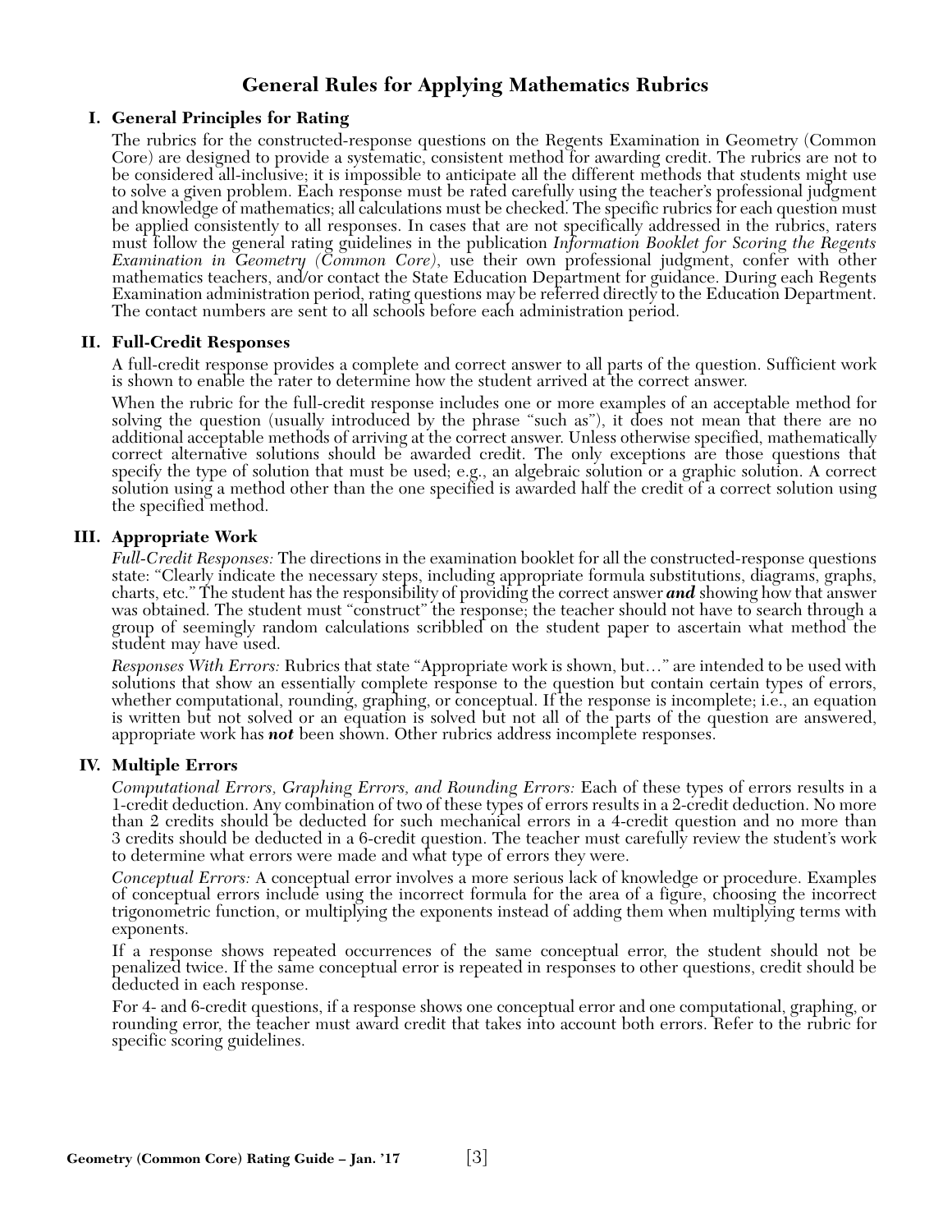# General Rules for Applying Mathematics Rubrics

## I. General Principles for Rating

The rubrics for the constructed-response questions on the Regents Examination in Geometry (Common Core) are designed to provide a systematic, consistent method for awarding credit. The rubrics are not to be considered all-inclusive; it is impossible to anticipate all the different methods that students might use to solve a given problem. Each response must be rated carefully using the teacher's professional judgment and knowledge of mathematics; all calculations must be checked. The specific rubrics for each question must be applied consistently to all responses. In cases that are not specifically addressed in the rubrics, raters must follow the general rating guidelines in the publication *Information Booklet for Scoring the Regents Examination in Geometry (Common Core)*, use their own professional judgment, confer with other mathematics teachers, and/or contact the State Education Department for guidance. During each Regents Examination administration period, rating questions may be referred directly to the Education Department. The contact numbers are sent to all schools before each administration period.

## II. Full-Credit Responses

A full-credit response provides a complete and correct answer to all parts of the question. Sufficient work is shown to enable the rater to determine how the student arrived at the correct answer.

When the rubric for the full-credit response includes one or more examples of an acceptable method for solving the question (usually introduced by the phrase "such as"), it does not mean that there are no additional acceptable methods of arriving at the correct answer. Unless otherwise specified, mathematically correct alternative solutions should be awarded credit. The only exceptions are those questions that specify the type of solution that must be used; e.g., an algebraic solution or a graphic solution. A correct solution using a method other than the one specified is awarded half the credit of a correct solution using the specified method.

## III. Appropriate Work

*Full-Credit Responses:* The directions in the examination booklet for all the constructed-response questions state: "Clearly indicate the necessary steps, including appropriate formula substitutions, diagrams, graphs, charts, etc." The student has the responsibility of providing the correct answer ***and*** showing how that answer was obtained. The student must "construct" the response; the teacher should not have to search through a group of seemingly random calculations scribbled on the student paper to ascertain what method the student may have used.

*Responses With Errors:* Rubrics that state "Appropriate work is shown, but…" are intended to be used with solutions that show an essentially complete response to the question but contain certain types of errors, whether computational, rounding, graphing, or conceptual. If the response is incomplete; i.e., an equation is written but not solved or an equation is solved but not all of the parts of the question are answered, appropriate work has ***not*** been shown. Other rubrics address incomplete responses.

## IV. Multiple Errors

*Computational Errors, Graphing Errors, and Rounding Errors:* Each of these types of errors results in a 1-credit deduction. Any combination of two of these types of errors results in a 2-credit deduction. No more than 2 credits should be deducted for such mechanical errors in a 4-credit question and no more than 3 credits should be deducted in a 6-credit question. The teacher must carefully review the student's work to determine what errors were made and what type of errors they were.

*Conceptual Errors:* A conceptual error involves a more serious lack of knowledge or procedure. Examples of conceptual errors include using the incorrect formula for the area of a figure, choosing the incorrect trigonometric function, or multiplying the exponents instead of adding them when multiplying terms with exponents.

If a response shows repeated occurrences of the same conceptual error, the student should not be penalized twice. If the same conceptual error is repeated in responses to other questions, credit should be deducted in each response.

For 4- and 6-credit questions, if a response shows one conceptual error and one computational, graphing, or rounding error, the teacher must award credit that takes into account both errors. Refer to the rubric for specific scoring guidelines.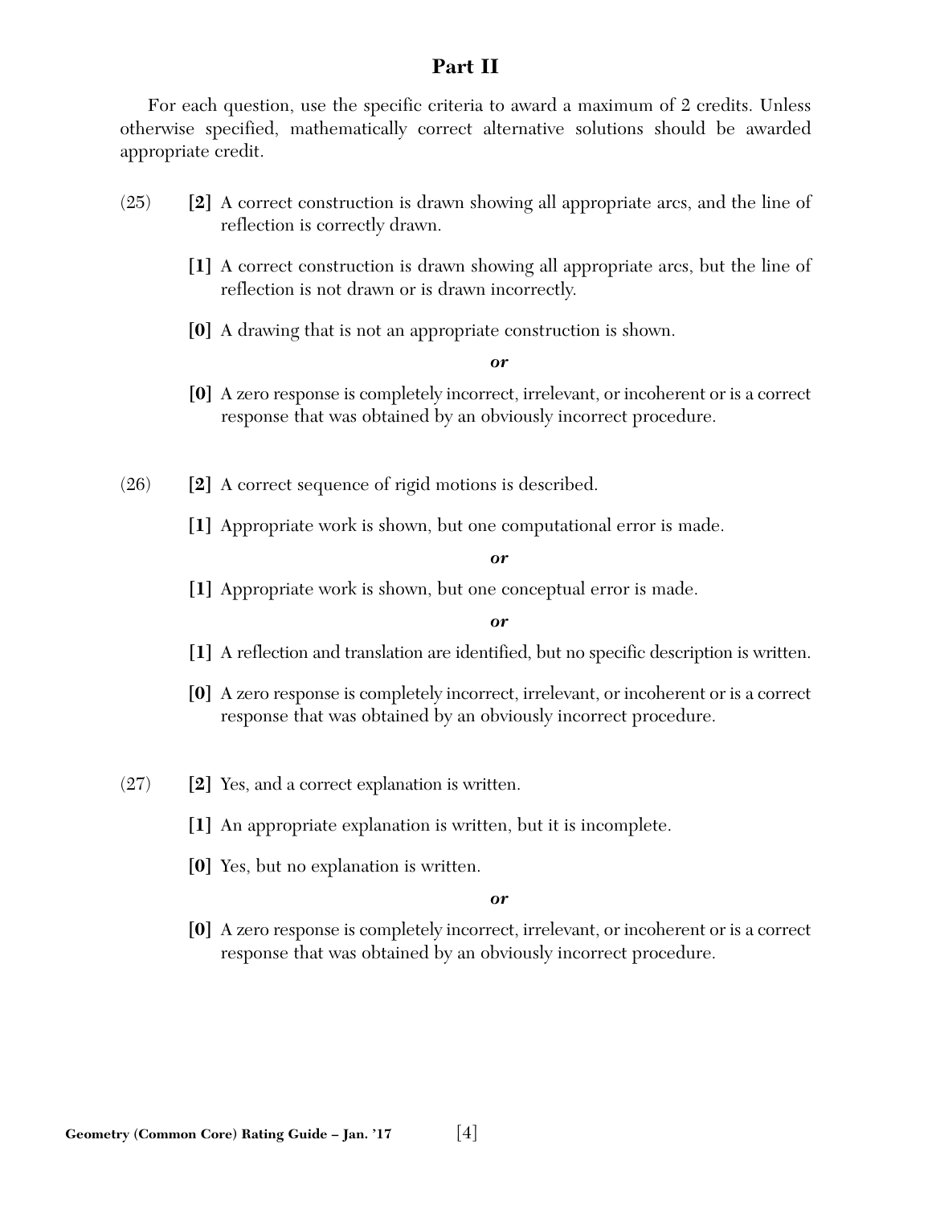## Part II

For each question, use the specific criteria to award a maximum of 2 credits. Unless otherwise specified, mathematically correct alternative solutions should be awarded appropriate credit.

(25) **[2]** A correct construction is drawn showing all appropriate arcs, and the line of reflection is correctly drawn.

**[1]** A correct construction is drawn showing all appropriate arcs, but the line of reflection is not drawn or is drawn incorrectly.

**[0]** A drawing that is not an appropriate construction is shown.

***or***

**[0]** A zero response is completely incorrect, irrelevant, or incoherent or is a correct response that was obtained by an obviously incorrect procedure.

(26) **[2]** A correct sequence of rigid motions is described.

**[1]** Appropriate work is shown, but one computational error is made.

***or***

**[1]** Appropriate work is shown, but one conceptual error is made.

***or***

**[1]** A reflection and translation are identified, but no specific description is written.

**[0]** A zero response is completely incorrect, irrelevant, or incoherent or is a correct response that was obtained by an obviously incorrect procedure.

(27) **[2]** Yes, and a correct explanation is written.

**[1]** An appropriate explanation is written, but it is incomplete.

**[0]** Yes, but no explanation is written.

***or***

**[0]** A zero response is completely incorrect, irrelevant, or incoherent or is a correct response that was obtained by an obviously incorrect procedure.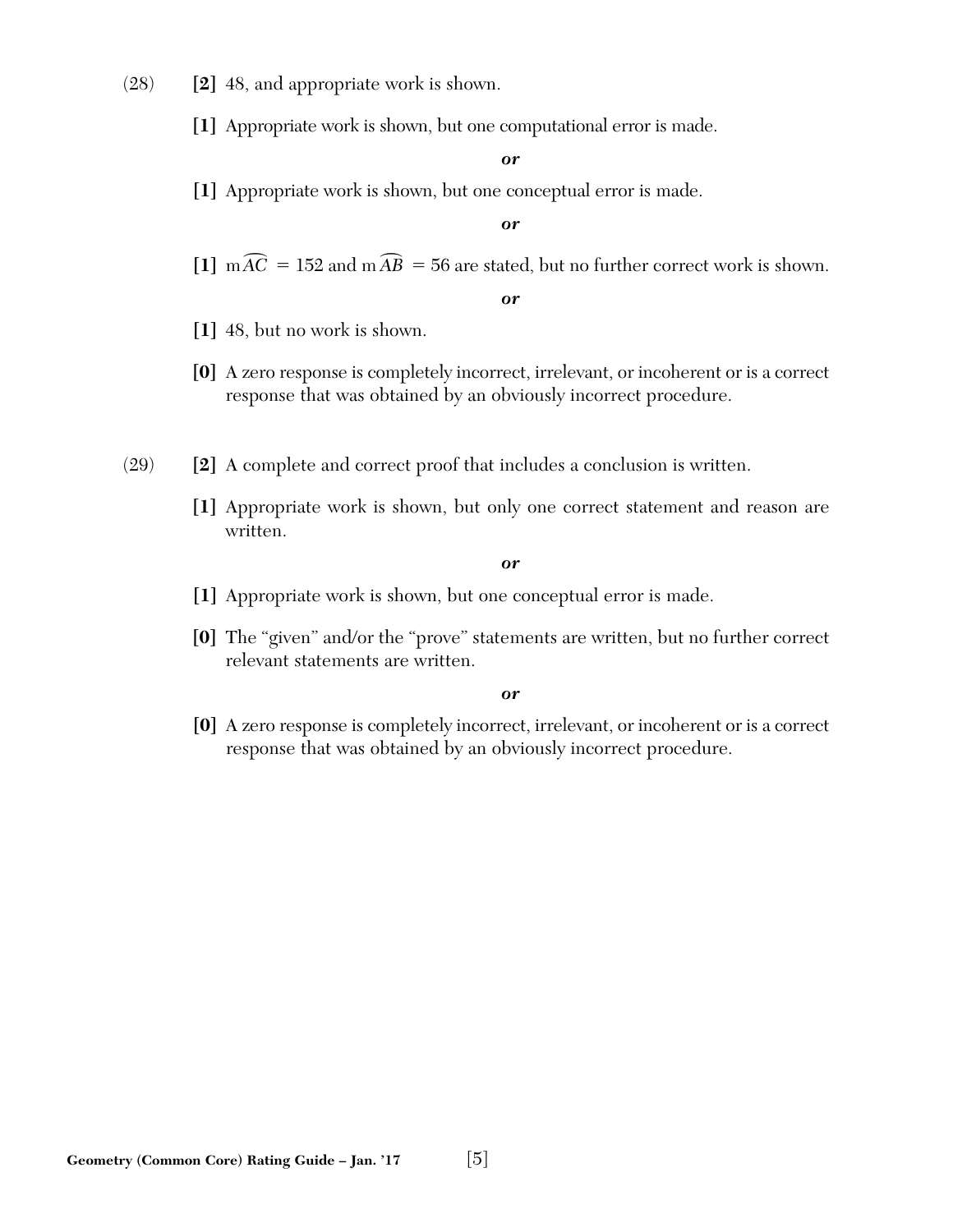(28) **[2]** 48, and appropriate work is shown.

**[1]** Appropriate work is shown, but one computational error is made.

***or***

**[1]** Appropriate work is shown, but one conceptual error is made.

***or***

**[1]** $m\overset{\frown}{AC} = 152$ and $m\overset{\frown}{AB} = 56$ are stated, but no further correct work is shown.

***or***

**[1]** 48, but no work is shown.

**[0]** A zero response is completely incorrect, irrelevant, or incoherent or is a correct response that was obtained by an obviously incorrect procedure.

(29) **[2]** A complete and correct proof that includes a conclusion is written.

**[1]** Appropriate work is shown, but only one correct statement and reason are written.

***or***

**[1]** Appropriate work is shown, but one conceptual error is made.

**[0]** The "given" and/or the "prove" statements are written, but no further correct relevant statements are written.

***or***

**[0]** A zero response is completely incorrect, irrelevant, or incoherent or is a correct response that was obtained by an obviously incorrect procedure.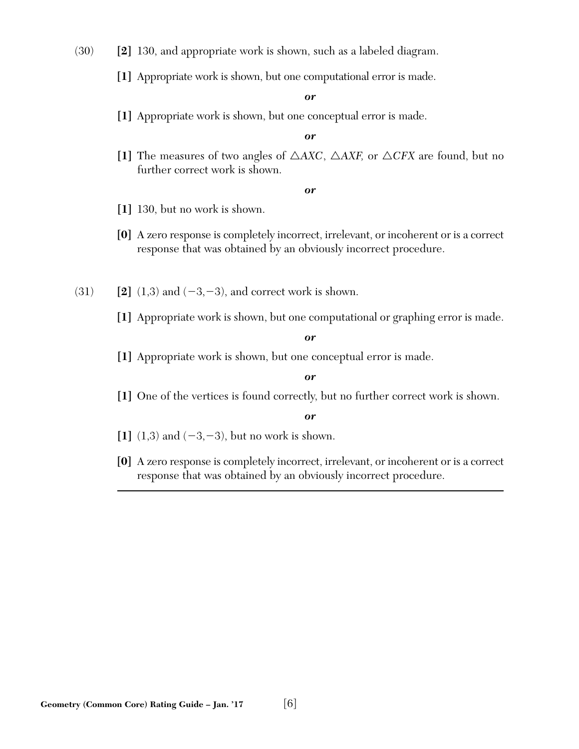(30) **[2]** 130, and appropriate work is shown, such as a labeled diagram.

**[1]** Appropriate work is shown, but one computational error is made.

***or***

**[1]** Appropriate work is shown, but one conceptual error is made.

***or***

**[1]** The measures of two angles of $\triangle AXC$, $\triangle AXF$, or $\triangle CFX$ are found, but no further correct work is shown.

***or***

**[1]** 130, but no work is shown.

**[0]** A zero response is completely incorrect, irrelevant, or incoherent or is a correct response that was obtained by an obviously incorrect procedure.

(31) **[2]** $(1,3)$ and $(-3,-3)$, and correct work is shown.

**[1]** Appropriate work is shown, but one computational or graphing error is made.

***or***

**[1]** Appropriate work is shown, but one conceptual error is made.

***or***

**[1]** One of the vertices is found correctly, but no further correct work is shown.

***or***

**[1]** $(1,3)$ and $(-3,-3)$, but no work is shown.

**[0]** A zero response is completely incorrect, irrelevant, or incoherent or is a correct response that was obtained by an obviously incorrect procedure.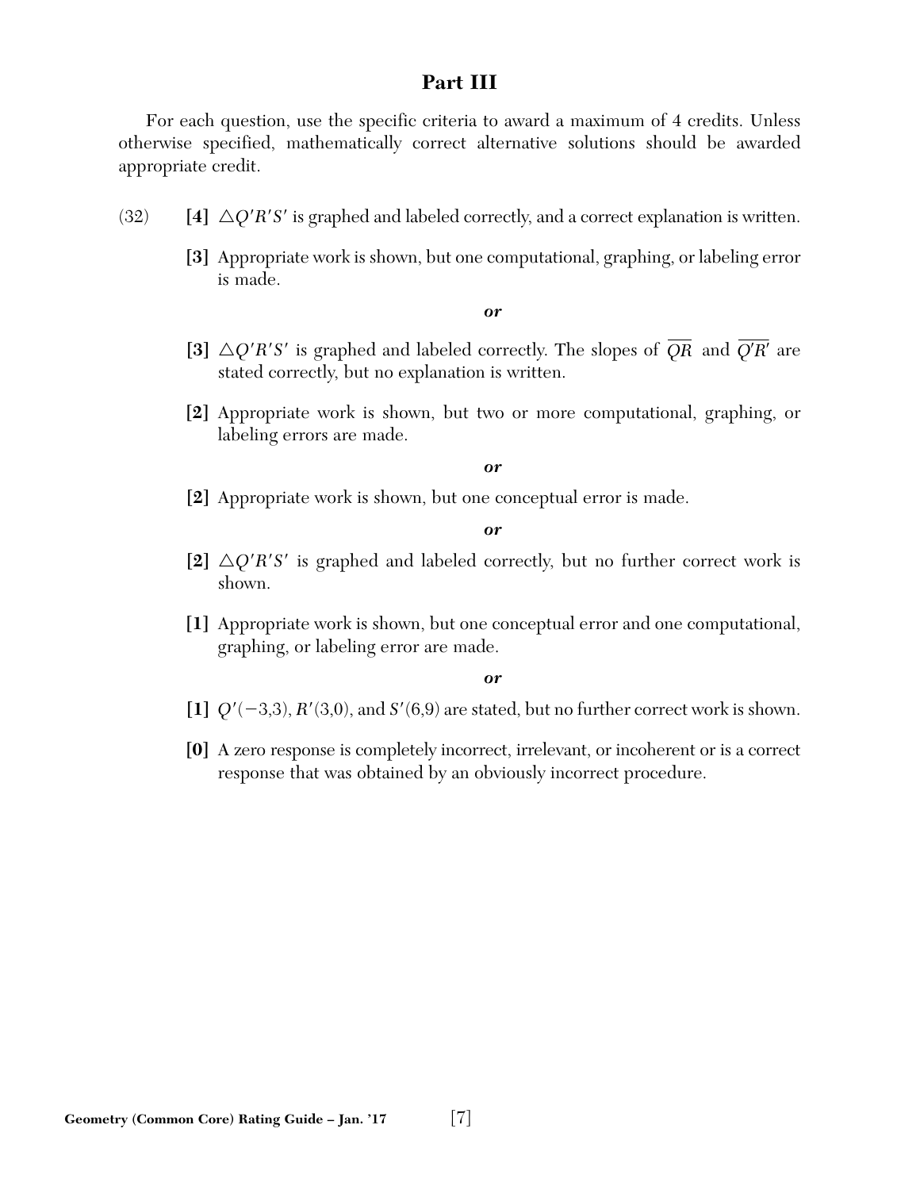## Part III

For each question, use the specific criteria to award a maximum of 4 credits. Unless otherwise specified, mathematically correct alternative solutions should be awarded appropriate credit.

(32) **[4]** $\triangle Q'R'S'$ is graphed and labeled correctly, and a correct explanation is written.

**[3]** Appropriate work is shown, but one computational, graphing, or labeling error is made.

***or***

**[3]** $\triangle Q'R'S'$ is graphed and labeled correctly. The slopes of $\overline{QR}$ and $\overline{Q'R'}$ are stated correctly, but no explanation is written.

**[2]** Appropriate work is shown, but two or more computational, graphing, or labeling errors are made.

***or***

**[2]** Appropriate work is shown, but one conceptual error is made.

***or***

**[2]** $\triangle Q'R'S'$ is graphed and labeled correctly, but no further correct work is shown.

**[1]** Appropriate work is shown, but one conceptual error and one computational, graphing, or labeling error are made.

***or***

**[1]** $Q'(-3,3)$, $R'(3,0)$, and $S'(6,9)$ are stated, but no further correct work is shown.

**[0]** A zero response is completely incorrect, irrelevant, or incoherent or is a correct response that was obtained by an obviously incorrect procedure.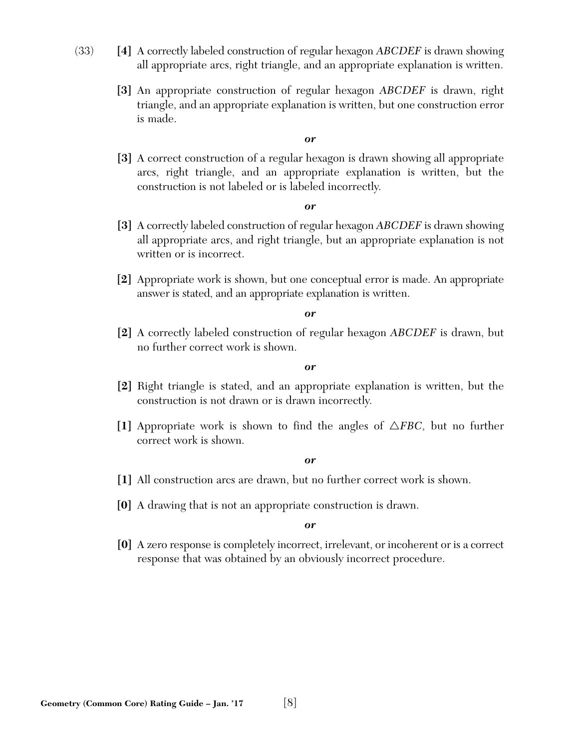(33) **[4]** A correctly labeled construction of regular hexagon *ABCDEF* is drawn showing all appropriate arcs, right triangle, and an appropriate explanation is written.

**[3]** An appropriate construction of regular hexagon *ABCDEF* is drawn, right triangle, and an appropriate explanation is written, but one construction error is made.

***or***

**[3]** A correct construction of a regular hexagon is drawn showing all appropriate arcs, right triangle, and an appropriate explanation is written, but the construction is not labeled or is labeled incorrectly.

***or***

**[3]** A correctly labeled construction of regular hexagon *ABCDEF* is drawn showing all appropriate arcs, and right triangle, but an appropriate explanation is not written or is incorrect.

**[2]** Appropriate work is shown, but one conceptual error is made. An appropriate answer is stated, and an appropriate explanation is written.

***or***

**[2]** A correctly labeled construction of regular hexagon *ABCDEF* is drawn, but no further correct work is shown.

***or***

**[2]** Right triangle is stated, and an appropriate explanation is written, but the construction is not drawn or is drawn incorrectly.

**[1]** Appropriate work is shown to find the angles of $\triangle FBC$, but no further correct work is shown.

***or***

**[1]** All construction arcs are drawn, but no further correct work is shown.

**[0]** A drawing that is not an appropriate construction is drawn.

***or***

**[0]** A zero response is completely incorrect, irrelevant, or incoherent or is a correct response that was obtained by an obviously incorrect procedure.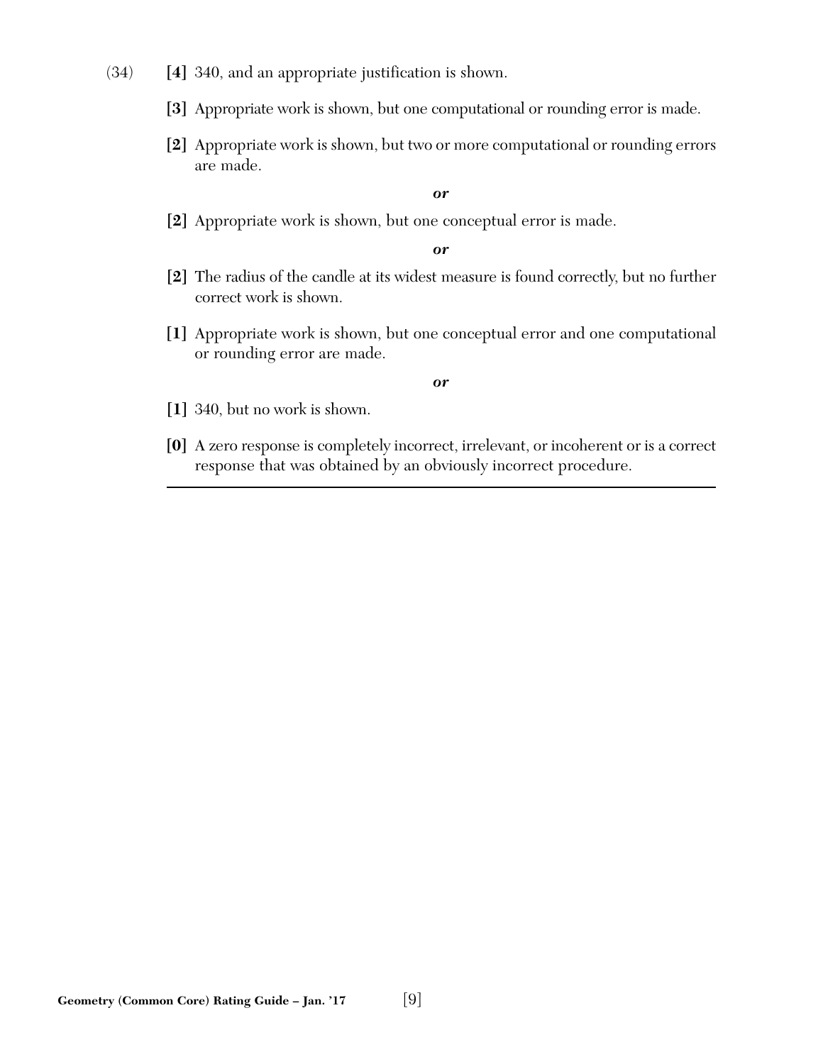(34) **[4]** 340, and an appropriate justification is shown.

**[3]** Appropriate work is shown, but one computational or rounding error is made.

**[2]** Appropriate work is shown, but two or more computational or rounding errors are made.

***or***

**[2]** Appropriate work is shown, but one conceptual error is made.

***or***

**[2]** The radius of the candle at its widest measure is found correctly, but no further correct work is shown.

**[1]** Appropriate work is shown, but one conceptual error and one computational or rounding error are made.

***or***

**[1]** 340, but no work is shown.

**[0]** A zero response is completely incorrect, irrelevant, or incoherent or is a correct response that was obtained by an obviously incorrect procedure.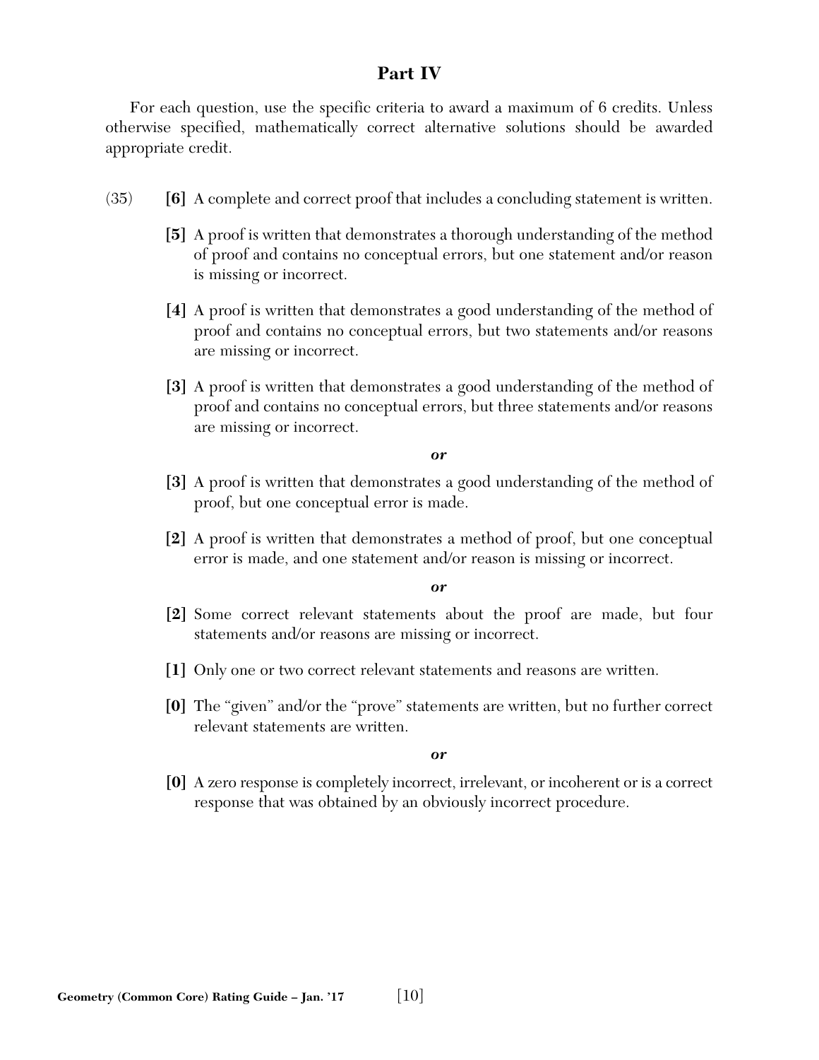## Part IV

For each question, use the specific criteria to award a maximum of 6 credits. Unless otherwise specified, mathematically correct alternative solutions should be awarded appropriate credit.

(35) **[6]** A complete and correct proof that includes a concluding statement is written.

**[5]** A proof is written that demonstrates a thorough understanding of the method of proof and contains no conceptual errors, but one statement and/or reason is missing or incorrect.

**[4]** A proof is written that demonstrates a good understanding of the method of proof and contains no conceptual errors, but two statements and/or reasons are missing or incorrect.

**[3]** A proof is written that demonstrates a good understanding of the method of proof and contains no conceptual errors, but three statements and/or reasons are missing or incorrect.

***or***

**[3]** A proof is written that demonstrates a good understanding of the method of proof, but one conceptual error is made.

**[2]** A proof is written that demonstrates a method of proof, but one conceptual error is made, and one statement and/or reason is missing or incorrect.

***or***

**[2]** Some correct relevant statements about the proof are made, but four statements and/or reasons are missing or incorrect.

**[1]** Only one or two correct relevant statements and reasons are written.

**[0]** The "given" and/or the "prove" statements are written, but no further correct relevant statements are written.

***or***

**[0]** A zero response is completely incorrect, irrelevant, or incoherent or is a correct response that was obtained by an obviously incorrect procedure.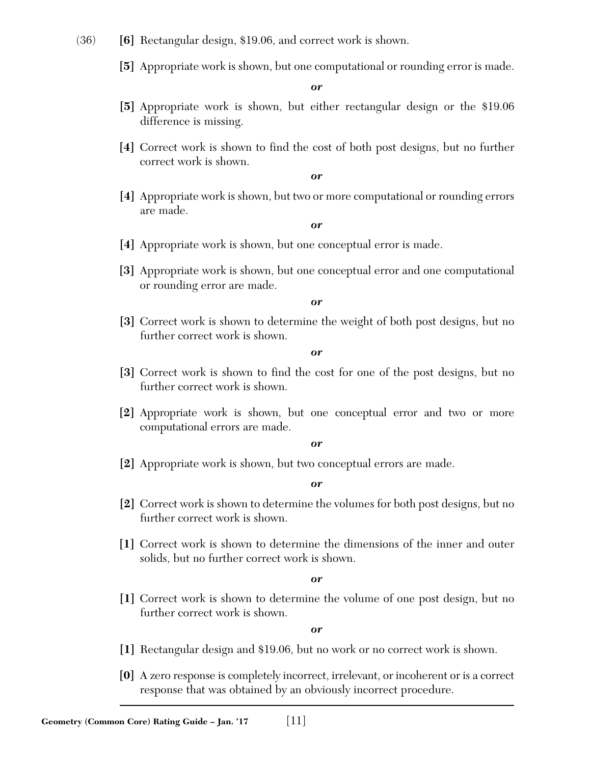(36) **[6]** Rectangular design, $19.06, and correct work is shown.

**[5]** Appropriate work is shown, but one computational or rounding error is made.

***or***

**[5]** Appropriate work is shown, but either rectangular design or the $19.06 difference is missing.

**[4]** Correct work is shown to find the cost of both post designs, but no further correct work is shown.

***or***

**[4]** Appropriate work is shown, but two or more computational or rounding errors are made.

***or***

**[4]** Appropriate work is shown, but one conceptual error is made.

**[3]** Appropriate work is shown, but one conceptual error and one computational or rounding error are made.

***or***

**[3]** Correct work is shown to determine the weight of both post designs, but no further correct work is shown.

***or***

**[3]** Correct work is shown to find the cost for one of the post designs, but no further correct work is shown.

**[2]** Appropriate work is shown, but one conceptual error and two or more computational errors are made.

***or***

**[2]** Appropriate work is shown, but two conceptual errors are made.

***or***

**[2]** Correct work is shown to determine the volumes for both post designs, but no further correct work is shown.

**[1]** Correct work is shown to determine the dimensions of the inner and outer solids, but no further correct work is shown.

***or***

**[1]** Correct work is shown to determine the volume of one post design, but no further correct work is shown.

***or***

**[1]** Rectangular design and $19.06, but no work or no correct work is shown.

**[0]** A zero response is completely incorrect, irrelevant, or incoherent or is a correct response that was obtained by an obviously incorrect procedure.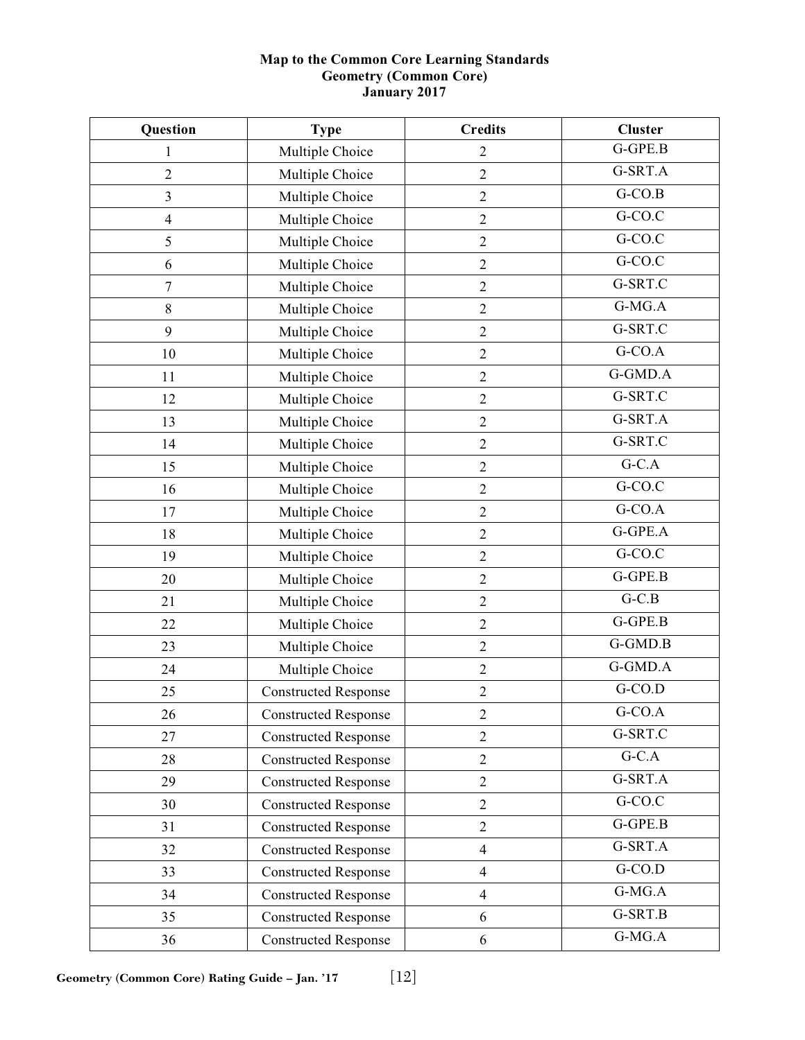**Map to the Common Core Learning Standards**
**Geometry (Common Core)**
**January 2017**

| Question | Type | Credits | Cluster |
|---|---|---|---|
| 1 | Multiple Choice | 2 | G-GPE.B |
| 2 | Multiple Choice | 2 | G-SRT.A |
| 3 | Multiple Choice | 2 | G-CO.B |
| 4 | Multiple Choice | 2 | G-CO.C |
| 5 | Multiple Choice | 2 | G-CO.C |
| 6 | Multiple Choice | 2 | G-CO.C |
| 7 | Multiple Choice | 2 | G-SRT.C |
| 8 | Multiple Choice | 2 | G-MG.A |
| 9 | Multiple Choice | 2 | G-SRT.C |
| 10 | Multiple Choice | 2 | G-CO.A |
| 11 | Multiple Choice | 2 | G-GMD.A |
| 12 | Multiple Choice | 2 | G-SRT.C |
| 13 | Multiple Choice | 2 | G-SRT.A |
| 14 | Multiple Choice | 2 | G-SRT.C |
| 15 | Multiple Choice | 2 | G-C.A |
| 16 | Multiple Choice | 2 | G-CO.C |
| 17 | Multiple Choice | 2 | G-CO.A |
| 18 | Multiple Choice | 2 | G-GPE.A |
| 19 | Multiple Choice | 2 | G-CO.C |
| 20 | Multiple Choice | 2 | G-GPE.B |
| 21 | Multiple Choice | 2 | G-C.B |
| 22 | Multiple Choice | 2 | G-GPE.B |
| 23 | Multiple Choice | 2 | G-GMD.B |
| 24 | Multiple Choice | 2 | G-GMD.A |
| 25 | Constructed Response | 2 | G-CO.D |
| 26 | Constructed Response | 2 | G-CO.A |
| 27 | Constructed Response | 2 | G-SRT.C |
| 28 | Constructed Response | 2 | G-C.A |
| 29 | Constructed Response | 2 | G-SRT.A |
| 30 | Constructed Response | 2 | G-CO.C |
| 31 | Constructed Response | 2 | G-GPE.B |
| 32 | Constructed Response | 4 | G-SRT.A |
| 33 | Constructed Response | 4 | G-CO.D |
| 34 | Constructed Response | 4 | G-MG.A |
| 35 | Constructed Response | 6 | G-SRT.B |
| 36 | Constructed Response | 6 | G-MG.A |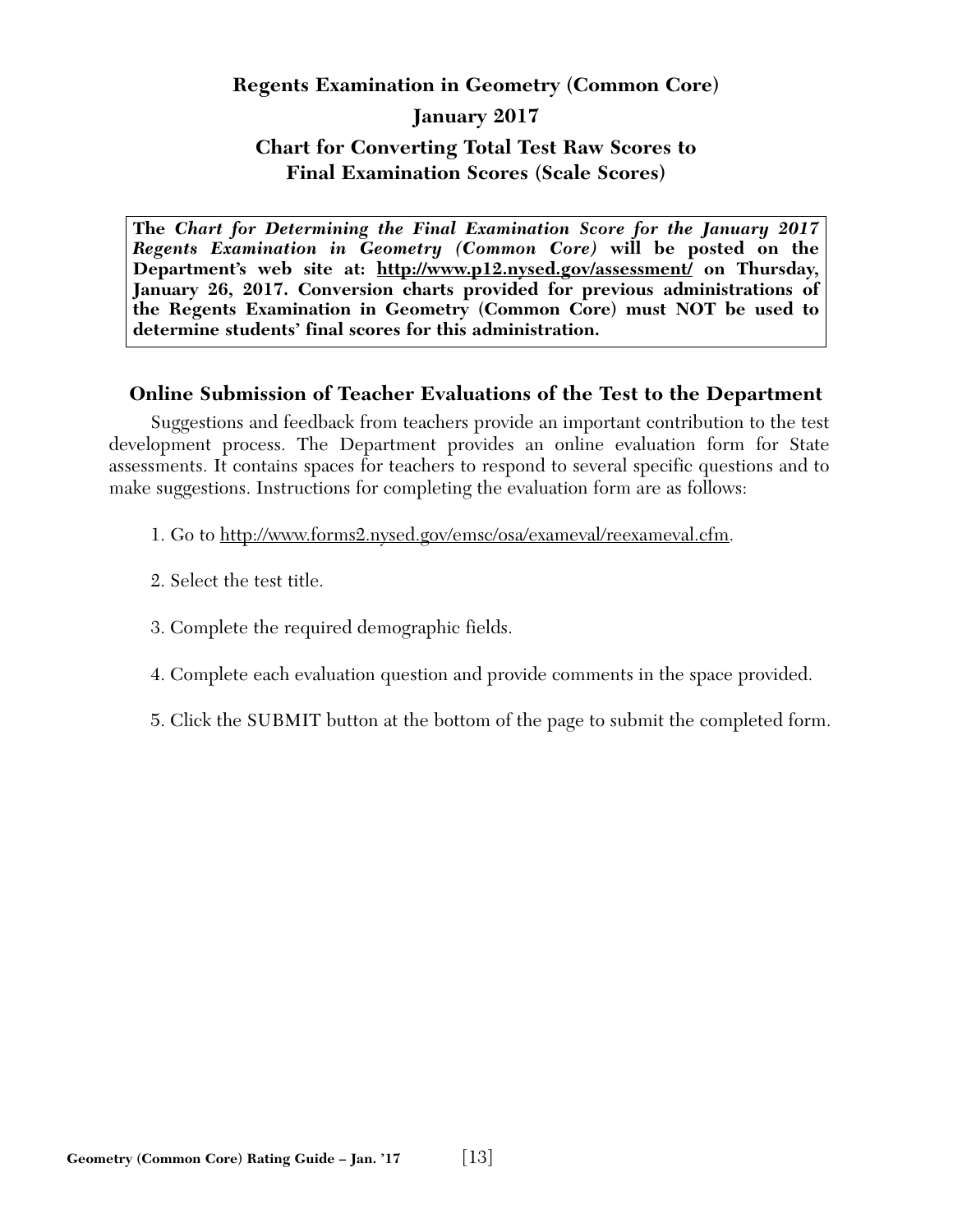# Regents Examination in Geometry (Common Core)

## January 2017

## Chart for Converting Total Test Raw Scores to Final Examination Scores (Scale Scores)

**The *Chart for Determining the Final Examination Score for the January 2017 Regents Examination in Geometry (Common Core)* will be posted on the Department's web site at: http://www.p12.nysed.gov/assessment/ on Thursday, January 26, 2017. Conversion charts provided for previous administrations of the Regents Examination in Geometry (Common Core) must NOT be used to determine students' final scores for this administration.**

### Online Submission of Teacher Evaluations of the Test to the Department

Suggestions and feedback from teachers provide an important contribution to the test development process. The Department provides an online evaluation form for State assessments. It contains spaces for teachers to respond to several specific questions and to make suggestions. Instructions for completing the evaluation form are as follows:

1. Go to http://www.forms2.nysed.gov/emsc/osa/exameval/reexameval.cfm.

2. Select the test title.

3. Complete the required demographic fields.

4. Complete each evaluation question and provide comments in the space provided.

5. Click the SUBMIT button at the bottom of the page to submit the completed form.